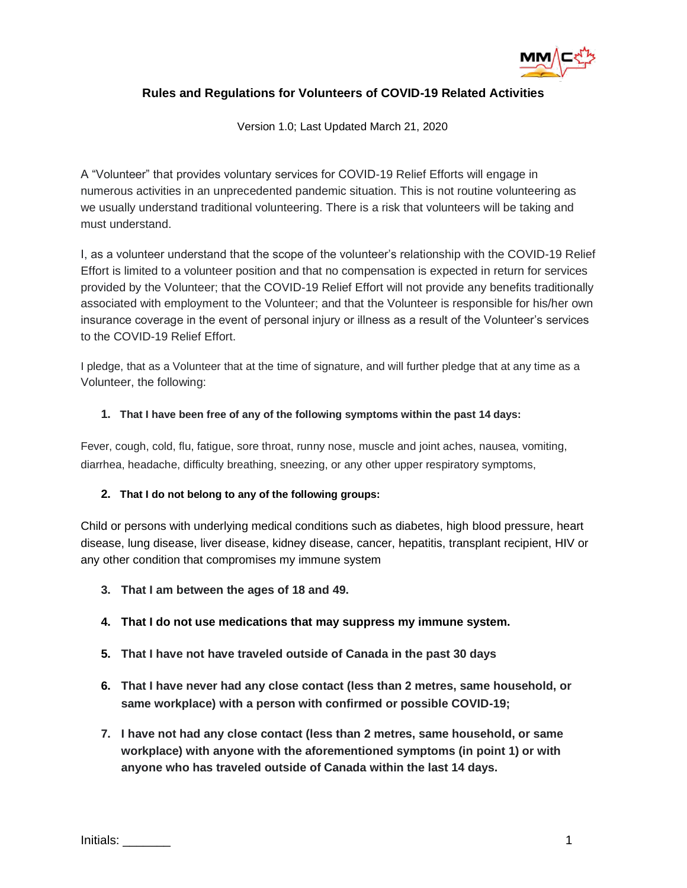## Rules and Regulations for Volunteers of COVID-19 Related Activities

Version 1.0; Last Updated March 21, 2020

A "Volunteer" that provides voluntary services for COVID-19 Relief Efforts will engage in numerous activities in an unprecedented pandemic situation. This is not routine volunteering as we usually understand traditional volunteering. There is a risk that volunteers will be taking and must understand.

I, as a volunteer understand that the scope of the volunteer's relationship with the COVID-19 Relief Effort is limited to a volunteer position and that no compensation is expected in return for services provided by the Volunteer; that the COVID-19 Relief Effort will not provide any benefits traditionally associated with employment to the Volunteer; and that the Volunteer is responsible for his/her own insurance coverage in the event of personal injury or illness as a result of the Volunteer's services to the COVID-19 Relief Effort.

I pledge, that as a Volunteer that at the time of signature, and will further pledge that at any time as a Volunteer, the following:

1. **That I have been free of any of the following symptoms within the past 14 days:**

Fever, cough, cold, flu, fatigue, sore throat, runny nose, muscle and joint aches, nausea, vomiting, diarrhea, headache, difficulty breathing, sneezing, or any other upper respiratory symptoms,

2. **That I do not belong to any of the following groups:**

Child or persons with underlying medical conditions such as diabetes, high blood pressure, heart disease, lung disease, liver disease, kidney disease, cancer, hepatitis, transplant recipient, HIV or any other condition that compromises my immune system

3. **That I am between the ages of 18 and 49.**
4. **That I do not use medications that may suppress my immune system.**
5. **That I have not have traveled outside of Canada in the past 30 days**
6. **That I have never had any close contact (less than 2 metres, same household, or same workplace) with a person with confirmed or possible COVID-19;**
7. **I have not had any close contact (less than 2 metres, same household, or same workplace) with anyone with the aforementioned symptoms (in point 1) or with anyone who has traveled outside of Canada within the last 14 days.**

Initials: _______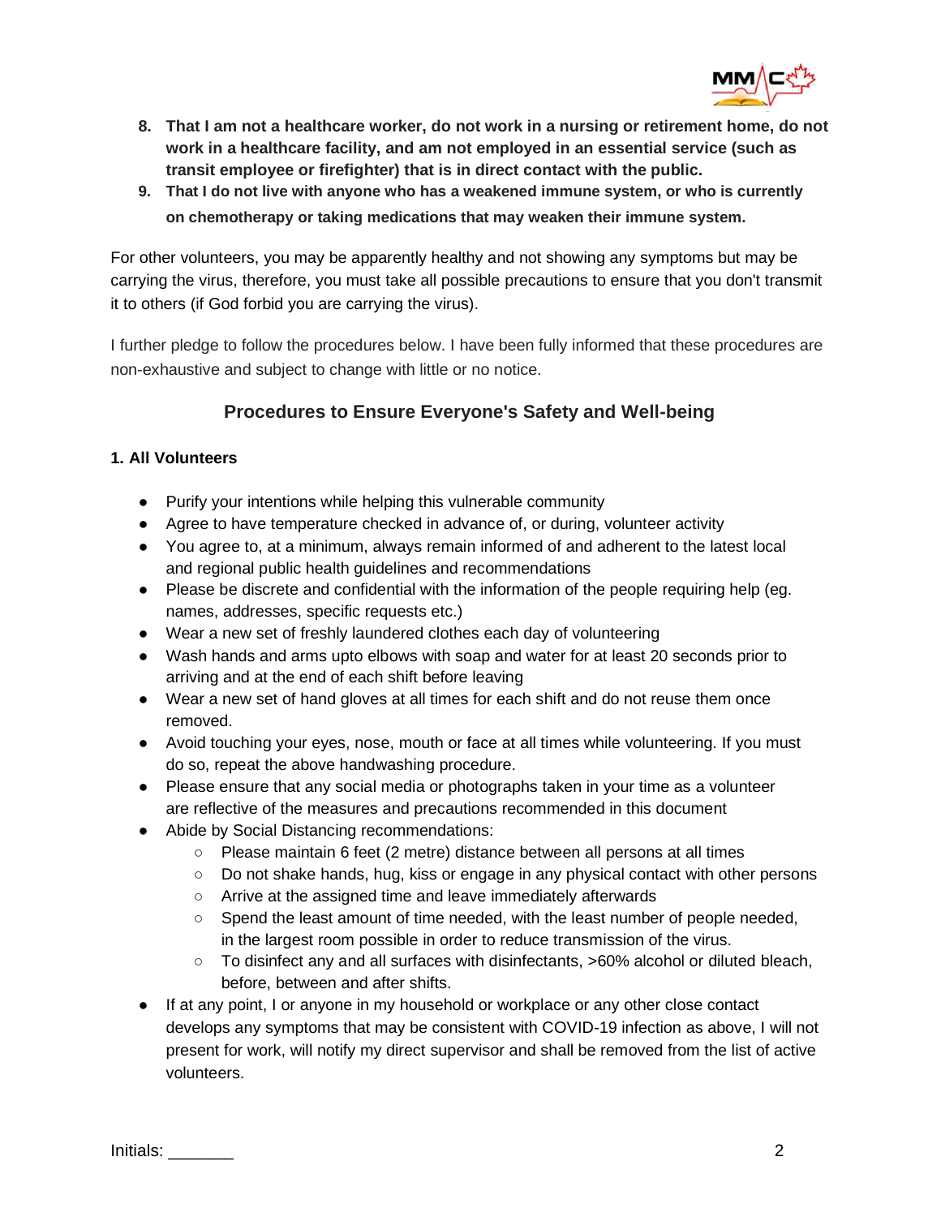8. **That I am not a healthcare worker, do not work in a nursing or retirement home, do not work in a healthcare facility, and am not employed in an essential service (such as transit employee or firefighter) that is in direct contact with the public.**
9. **That I do not live with anyone who has a weakened immune system, or who is currently on chemotherapy or taking medications that may weaken their immune system.**

For other volunteers, you may be apparently healthy and not showing any symptoms but may be carrying the virus, therefore, you must take all possible precautions to ensure that you don't transmit it to others (if God forbid you are carrying the virus).

I further pledge to follow the procedures below. I have been fully informed that these procedures are non-exhaustive and subject to change with little or no notice.

## Procedures to Ensure Everyone's Safety and Well-being

### 1. All Volunteers

- Purify your intentions while helping this vulnerable community
- Agree to have temperature checked in advance of, or during, volunteer activity
- You agree to, at a minimum, always remain informed of and adherent to the latest local and regional public health guidelines and recommendations
- Please be discrete and confidential with the information of the people requiring help (eg. names, addresses, specific requests etc.)
- Wear a new set of freshly laundered clothes each day of volunteering
- Wash hands and arms upto elbows with soap and water for at least 20 seconds prior to arriving and at the end of each shift before leaving
- Wear a new set of hand gloves at all times for each shift and do not reuse them once removed.
- Avoid touching your eyes, nose, mouth or face at all times while volunteering. If you must do so, repeat the above handwashing procedure.
- Please ensure that any social media or photographs taken in your time as a volunteer are reflective of the measures and precautions recommended in this document
- Abide by Social Distancing recommendations:
  - Please maintain 6 feet (2 metre) distance between all persons at all times
  - Do not shake hands, hug, kiss or engage in any physical contact with other persons
  - Arrive at the assigned time and leave immediately afterwards
  - Spend the least amount of time needed, with the least number of people needed, in the largest room possible in order to reduce transmission of the virus.
  - To disinfect any and all surfaces with disinfectants, >60% alcohol or diluted bleach, before, between and after shifts.
- If at any point, I or anyone in my household or workplace or any other close contact develops any symptoms that may be consistent with COVID-19 infection as above, I will not present for work, will notify my direct supervisor and shall be removed from the list of active volunteers.

Initials: _______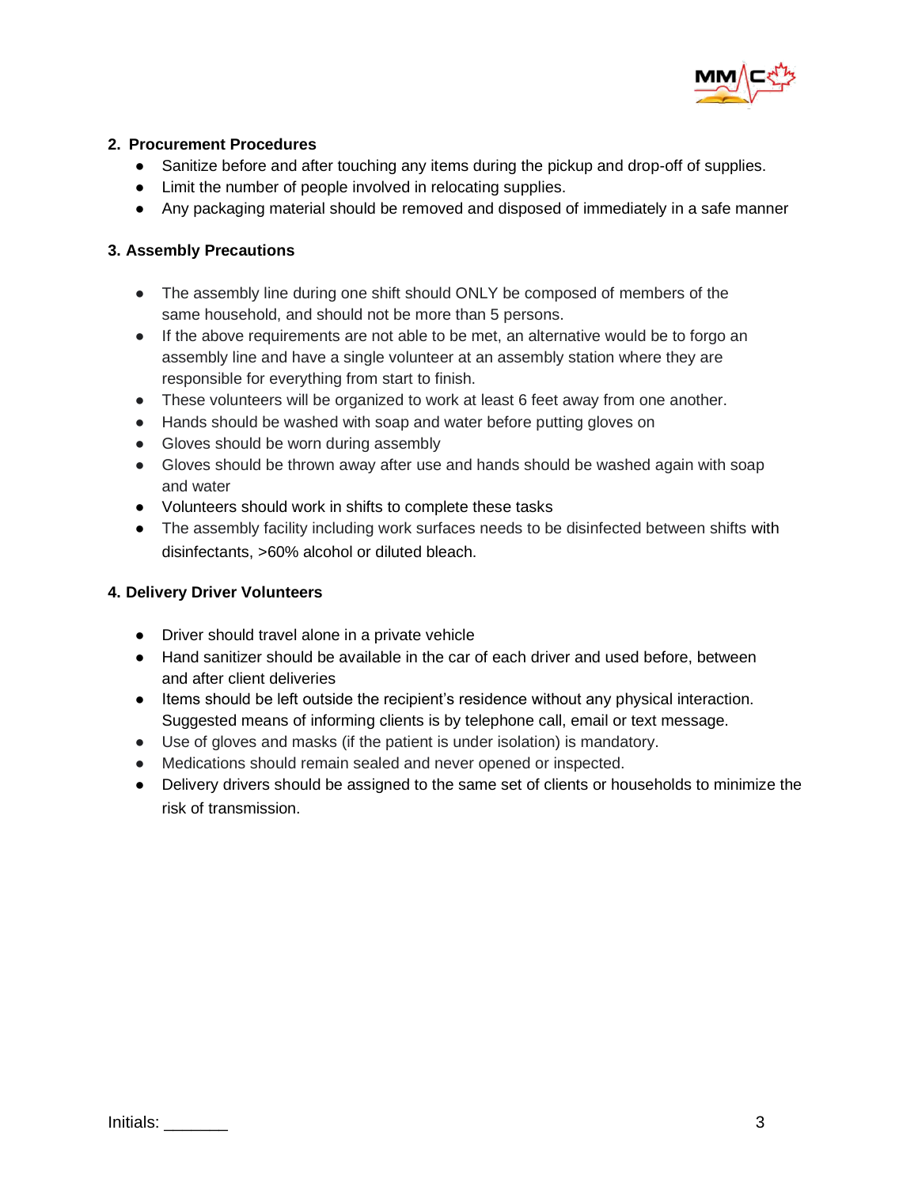## 2. Procurement Procedures

- Sanitize before and after touching any items during the pickup and drop-off of supplies.
- Limit the number of people involved in relocating supplies.
- Any packaging material should be removed and disposed of immediately in a safe manner

## 3. Assembly Precautions

- The assembly line during one shift should ONLY be composed of members of the same household, and should not be more than 5 persons.
- If the above requirements are not able to be met, an alternative would be to forgo an assembly line and have a single volunteer at an assembly station where they are responsible for everything from start to finish.
- These volunteers will be organized to work at least 6 feet away from one another.
- Hands should be washed with soap and water before putting gloves on
- Gloves should be worn during assembly
- Gloves should be thrown away after use and hands should be washed again with soap and water
- Volunteers should work in shifts to complete these tasks
- The assembly facility including work surfaces needs to be disinfected between shifts with disinfectants, >60% alcohol or diluted bleach.

## 4. Delivery Driver Volunteers

- Driver should travel alone in a private vehicle
- Hand sanitizer should be available in the car of each driver and used before, between and after client deliveries
- Items should be left outside the recipient's residence without any physical interaction. Suggested means of informing clients is by telephone call, email or text message.
- Use of gloves and masks (if the patient is under isolation) is mandatory.
- Medications should remain sealed and never opened or inspected.
- Delivery drivers should be assigned to the same set of clients or households to minimize the risk of transmission.

Initials: _______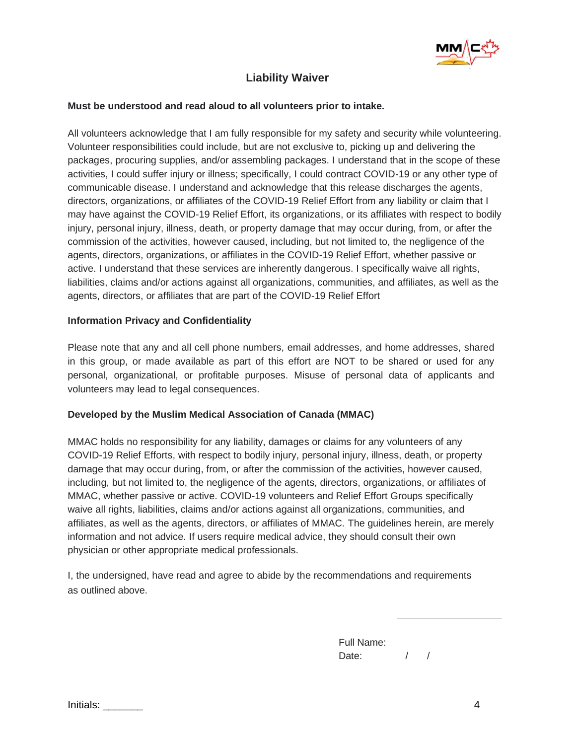# Liability Waiver

**Must be understood and read aloud to all volunteers prior to intake.**

All volunteers acknowledge that I am fully responsible for my safety and security while volunteering. Volunteer responsibilities could include, but are not exclusive to, picking up and delivering the packages, procuring supplies, and/or assembling packages. I understand that in the scope of these activities, I could suffer injury or illness; specifically, I could contract COVID-19 or any other type of communicable disease. I understand and acknowledge that this release discharges the agents, directors, organizations, or affiliates of the COVID-19 Relief Effort from any liability or claim that I may have against the COVID-19 Relief Effort, its organizations, or its affiliates with respect to bodily injury, personal injury, illness, death, or property damage that may occur during, from, or after the commission of the activities, however caused, including, but not limited to, the negligence of the agents, directors, organizations, or affiliates in the COVID-19 Relief Effort, whether passive or active. I understand that these services are inherently dangerous. I specifically waive all rights, liabilities, claims and/or actions against all organizations, communities, and affiliates, as well as the agents, directors, or affiliates that are part of the COVID-19 Relief Effort

**Information Privacy and Confidentiality**

Please note that any and all cell phone numbers, email addresses, and home addresses, shared in this group, or made available as part of this effort are NOT to be shared or used for any personal, organizational, or profitable purposes. Misuse of personal data of applicants and volunteers may lead to legal consequences.

**Developed by the Muslim Medical Association of Canada (MMAC)**

MMAC holds no responsibility for any liability, damages or claims for any volunteers of any COVID-19 Relief Efforts, with respect to bodily injury, personal injury, illness, death, or property damage that may occur during, from, or after the commission of the activities, however caused, including, but not limited to, the negligence of the agents, directors, organizations, or affiliates of MMAC, whether passive or active. COVID-19 volunteers and Relief Effort Groups specifically waive all rights, liabilities, claims and/or actions against all organizations, communities, and affiliates, as well as the agents, directors, or affiliates of MMAC. The guidelines herein, are merely information and not advice. If users require medical advice, they should consult their own physician or other appropriate medical professionals.

I, the undersigned, have read and agree to abide by the recommendations and requirements as outlined above.

\_\_\_\_\_\_\_\_\_\_\_\_\_\_\_\_\_\_\_\_

Full Name:

Date: / /

Initials: \_\_\_\_\_\_\_